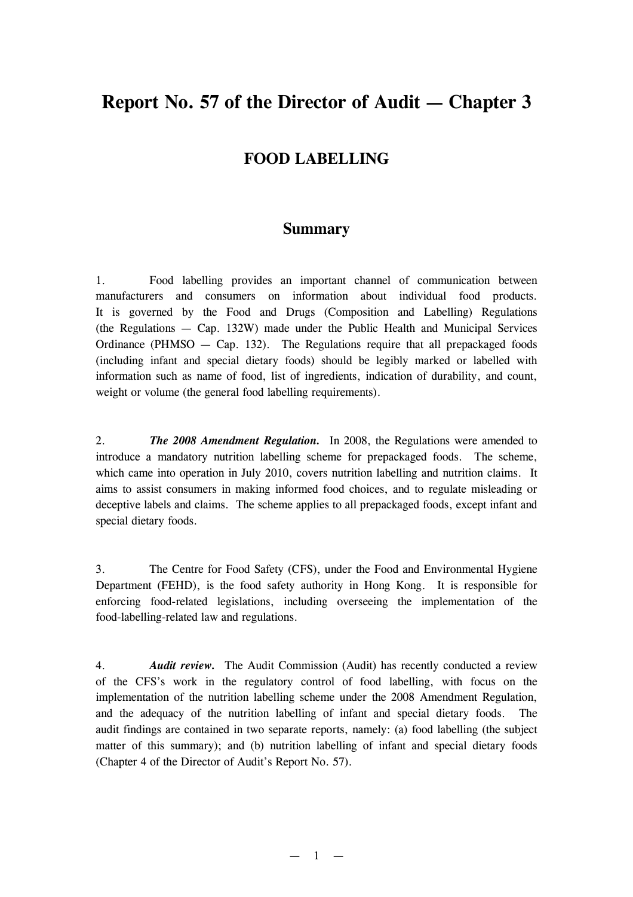# Report No. 57 of the Director of Audit — Chapter 3

## FOOD LABELLING

### Summary

1. Food labelling provides an important channel of communication between manufacturers and consumers on information about individual food products. It is governed by the Food and Drugs (Composition and Labelling) Regulations (the Regulations — Cap. 132W) made under the Public Health and Municipal Services Ordinance (PHMSO — Cap. 132). The Regulations require that all prepackaged foods (including infant and special dietary foods) should be legibly marked or labelled with information such as name of food, list of ingredients, indication of durability, and count, weight or volume (the general food labelling requirements).

2. ***The 2008 Amendment Regulation.*** In 2008, the Regulations were amended to introduce a mandatory nutrition labelling scheme for prepackaged foods. The scheme, which came into operation in July 2010, covers nutrition labelling and nutrition claims. It aims to assist consumers in making informed food choices, and to regulate misleading or deceptive labels and claims. The scheme applies to all prepackaged foods, except infant and special dietary foods.

3. The Centre for Food Safety (CFS), under the Food and Environmental Hygiene Department (FEHD), is the food safety authority in Hong Kong. It is responsible for enforcing food-related legislations, including overseeing the implementation of the food-labelling-related law and regulations.

4. ***Audit review.*** The Audit Commission (Audit) has recently conducted a review of the CFS's work in the regulatory control of food labelling, with focus on the implementation of the nutrition labelling scheme under the 2008 Amendment Regulation, and the adequacy of the nutrition labelling of infant and special dietary foods. The audit findings are contained in two separate reports, namely: (a) food labelling (the subject matter of this summary); and (b) nutrition labelling of infant and special dietary foods (Chapter 4 of the Director of Audit's Report No. 57).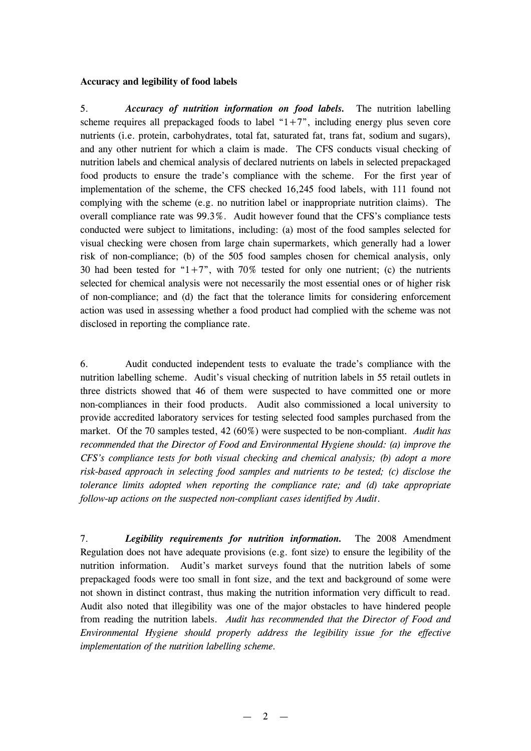**Accuracy and legibility of food labels**

5. ***Accuracy of nutrition information on food labels.*** The nutrition labelling scheme requires all prepackaged foods to label "1+7", including energy plus seven core nutrients (i.e. protein, carbohydrates, total fat, saturated fat, trans fat, sodium and sugars), and any other nutrient for which a claim is made. The CFS conducts visual checking of nutrition labels and chemical analysis of declared nutrients on labels in selected prepackaged food products to ensure the trade's compliance with the scheme. For the first year of implementation of the scheme, the CFS checked 16,245 food labels, with 111 found not complying with the scheme (e.g. no nutrition label or inappropriate nutrition claims). The overall compliance rate was 99.3%. Audit however found that the CFS's compliance tests conducted were subject to limitations, including: (a) most of the food samples selected for visual checking were chosen from large chain supermarkets, which generally had a lower risk of non-compliance; (b) of the 505 food samples chosen for chemical analysis, only 30 had been tested for "1+7", with 70% tested for only one nutrient; (c) the nutrients selected for chemical analysis were not necessarily the most essential ones or of higher risk of non-compliance; and (d) the fact that the tolerance limits for considering enforcement action was used in assessing whether a food product had complied with the scheme was not disclosed in reporting the compliance rate.

6. Audit conducted independent tests to evaluate the trade's compliance with the nutrition labelling scheme. Audit's visual checking of nutrition labels in 55 retail outlets in three districts showed that 46 of them were suspected to have committed one or more non-compliances in their food products. Audit also commissioned a local university to provide accredited laboratory services for testing selected food samples purchased from the market. Of the 70 samples tested, 42 (60%) were suspected to be non-compliant. *Audit has recommended that the Director of Food and Environmental Hygiene should: (a) improve the CFS's compliance tests for both visual checking and chemical analysis; (b) adopt a more risk-based approach in selecting food samples and nutrients to be tested; (c) disclose the tolerance limits adopted when reporting the compliance rate; and (d) take appropriate follow-up actions on the suspected non-compliant cases identified by Audit.*

7. ***Legibility requirements for nutrition information.*** The 2008 Amendment Regulation does not have adequate provisions (e.g. font size) to ensure the legibility of the nutrition information. Audit's market surveys found that the nutrition labels of some prepackaged foods were too small in font size, and the text and background of some were not shown in distinct contrast, thus making the nutrition information very difficult to read. Audit also noted that illegibility was one of the major obstacles to have hindered people from reading the nutrition labels. *Audit has recommended that the Director of Food and Environmental Hygiene should properly address the legibility issue for the effective implementation of the nutrition labelling scheme.*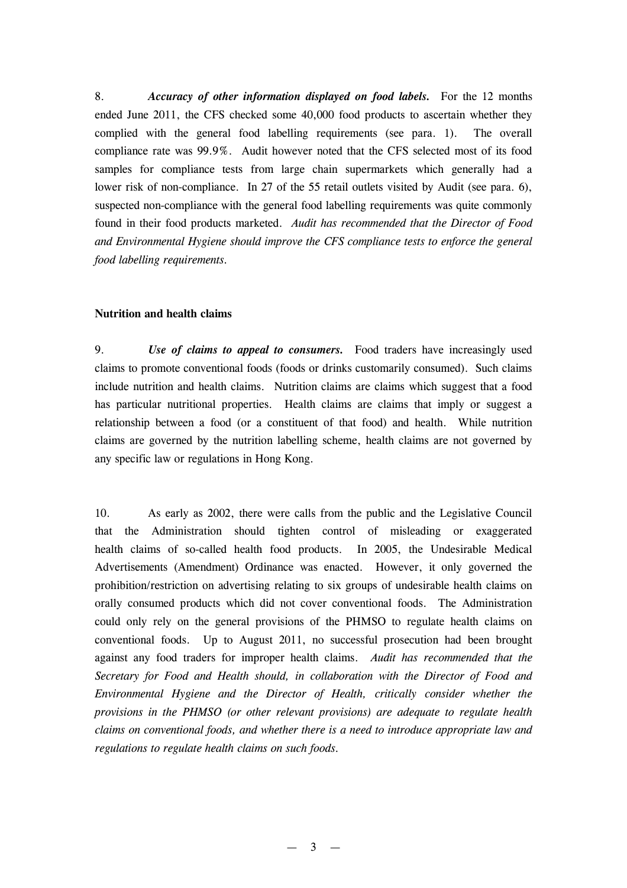8. ***Accuracy of other information displayed on food labels.*** For the 12 months ended June 2011, the CFS checked some 40,000 food products to ascertain whether they complied with the general food labelling requirements (see para. 1). The overall compliance rate was 99.9%. Audit however noted that the CFS selected most of its food samples for compliance tests from large chain supermarkets which generally had a lower risk of non-compliance. In 27 of the 55 retail outlets visited by Audit (see para. 6), suspected non-compliance with the general food labelling requirements was quite commonly found in their food products marketed. *Audit has recommended that the Director of Food and Environmental Hygiene should improve the CFS compliance tests to enforce the general food labelling requirements.*

**Nutrition and health claims**

9. ***Use of claims to appeal to consumers.*** Food traders have increasingly used claims to promote conventional foods (foods or drinks customarily consumed). Such claims include nutrition and health claims. Nutrition claims are claims which suggest that a food has particular nutritional properties. Health claims are claims that imply or suggest a relationship between a food (or a constituent of that food) and health. While nutrition claims are governed by the nutrition labelling scheme, health claims are not governed by any specific law or regulations in Hong Kong.

10. As early as 2002, there were calls from the public and the Legislative Council that the Administration should tighten control of misleading or exaggerated health claims of so-called health food products. In 2005, the Undesirable Medical Advertisements (Amendment) Ordinance was enacted. However, it only governed the prohibition/restriction on advertising relating to six groups of undesirable health claims on orally consumed products which did not cover conventional foods. The Administration could only rely on the general provisions of the PHMSO to regulate health claims on conventional foods. Up to August 2011, no successful prosecution had been brought against any food traders for improper health claims. *Audit has recommended that the Secretary for Food and Health should, in collaboration with the Director of Food and Environmental Hygiene and the Director of Health, critically consider whether the provisions in the PHMSO (or other relevant provisions) are adequate to regulate health claims on conventional foods, and whether there is a need to introduce appropriate law and regulations to regulate health claims on such foods.*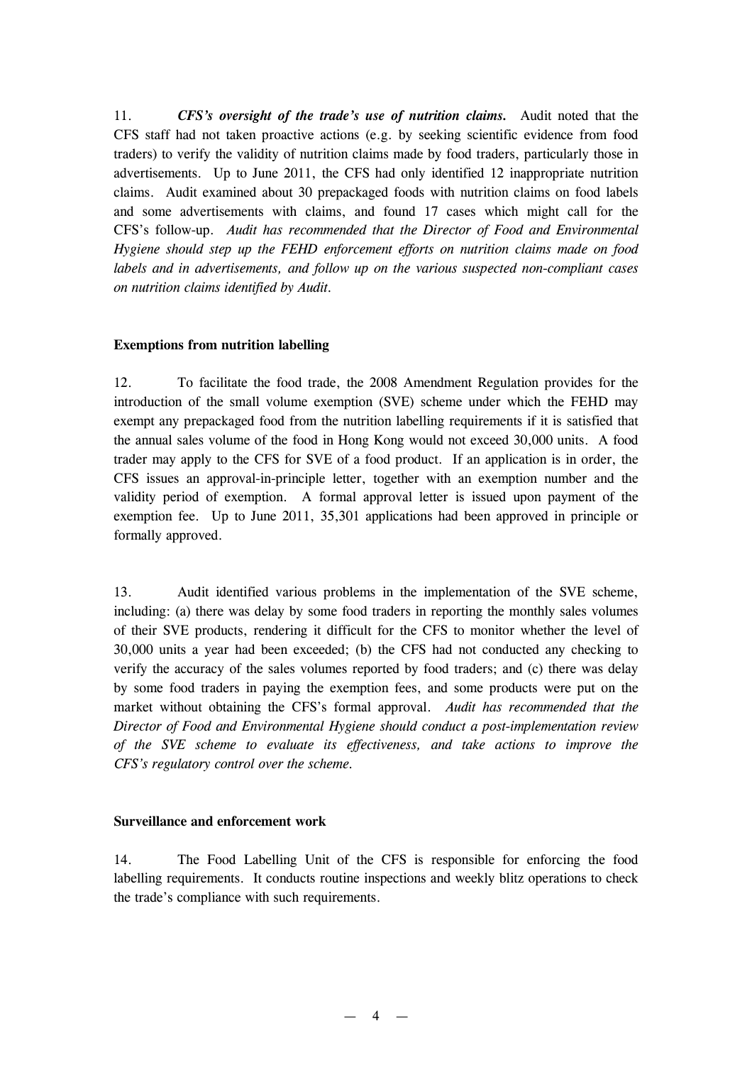11. ***CFS's oversight of the trade's use of nutrition claims.*** Audit noted that the CFS staff had not taken proactive actions (e.g. by seeking scientific evidence from food traders) to verify the validity of nutrition claims made by food traders, particularly those in advertisements. Up to June 2011, the CFS had only identified 12 inappropriate nutrition claims. Audit examined about 30 prepackaged foods with nutrition claims on food labels and some advertisements with claims, and found 17 cases which might call for the CFS's follow-up. *Audit has recommended that the Director of Food and Environmental Hygiene should step up the FEHD enforcement efforts on nutrition claims made on food labels and in advertisements, and follow up on the various suspected non-compliant cases on nutrition claims identified by Audit.*

**Exemptions from nutrition labelling**

12. To facilitate the food trade, the 2008 Amendment Regulation provides for the introduction of the small volume exemption (SVE) scheme under which the FEHD may exempt any prepackaged food from the nutrition labelling requirements if it is satisfied that the annual sales volume of the food in Hong Kong would not exceed 30,000 units. A food trader may apply to the CFS for SVE of a food product. If an application is in order, the CFS issues an approval-in-principle letter, together with an exemption number and the validity period of exemption. A formal approval letter is issued upon payment of the exemption fee. Up to June 2011, 35,301 applications had been approved in principle or formally approved.

13. Audit identified various problems in the implementation of the SVE scheme, including: (a) there was delay by some food traders in reporting the monthly sales volumes of their SVE products, rendering it difficult for the CFS to monitor whether the level of 30,000 units a year had been exceeded; (b) the CFS had not conducted any checking to verify the accuracy of the sales volumes reported by food traders; and (c) there was delay by some food traders in paying the exemption fees, and some products were put on the market without obtaining the CFS's formal approval. *Audit has recommended that the Director of Food and Environmental Hygiene should conduct a post-implementation review of the SVE scheme to evaluate its effectiveness, and take actions to improve the CFS's regulatory control over the scheme.*

**Surveillance and enforcement work**

14. The Food Labelling Unit of the CFS is responsible for enforcing the food labelling requirements. It conducts routine inspections and weekly blitz operations to check the trade's compliance with such requirements.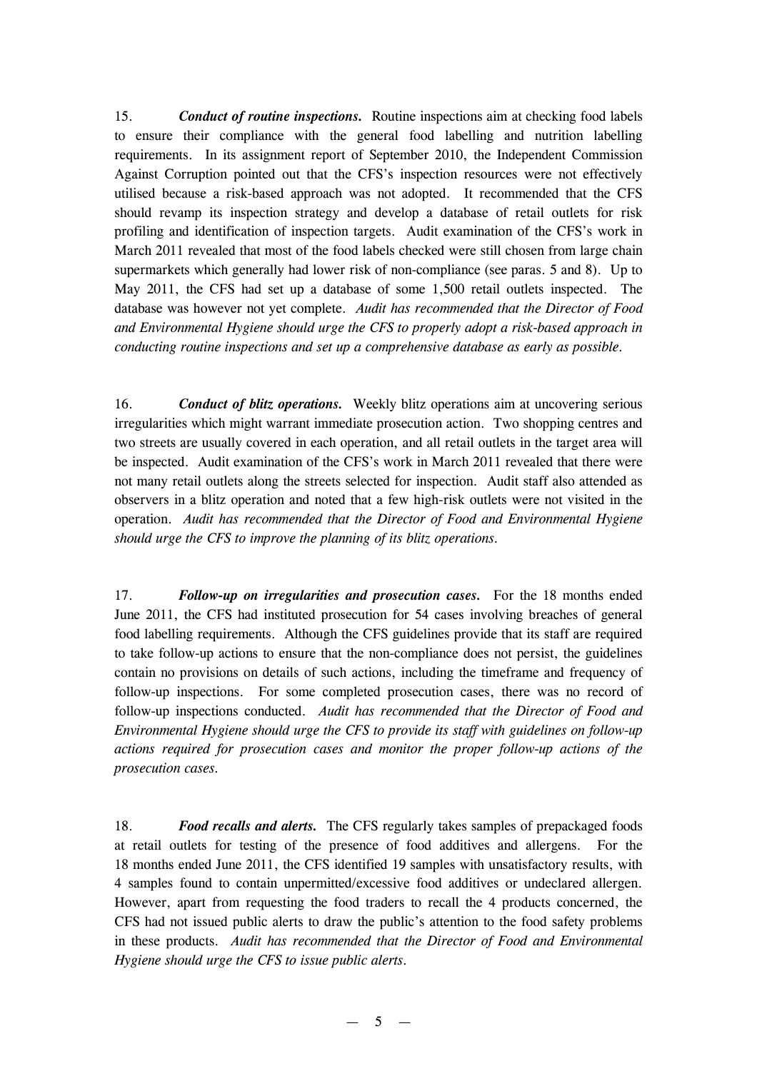15. ***Conduct of routine inspections.*** Routine inspections aim at checking food labels to ensure their compliance with the general food labelling and nutrition labelling requirements. In its assignment report of September 2010, the Independent Commission Against Corruption pointed out that the CFS's inspection resources were not effectively utilised because a risk-based approach was not adopted. It recommended that the CFS should revamp its inspection strategy and develop a database of retail outlets for risk profiling and identification of inspection targets. Audit examination of the CFS's work in March 2011 revealed that most of the food labels checked were still chosen from large chain supermarkets which generally had lower risk of non-compliance (see paras. 5 and 8). Up to May 2011, the CFS had set up a database of some 1,500 retail outlets inspected. The database was however not yet complete. *Audit has recommended that the Director of Food and Environmental Hygiene should urge the CFS to properly adopt a risk-based approach in conducting routine inspections and set up a comprehensive database as early as possible.*

16. ***Conduct of blitz operations.*** Weekly blitz operations aim at uncovering serious irregularities which might warrant immediate prosecution action. Two shopping centres and two streets are usually covered in each operation, and all retail outlets in the target area will be inspected. Audit examination of the CFS's work in March 2011 revealed that there were not many retail outlets along the streets selected for inspection. Audit staff also attended as observers in a blitz operation and noted that a few high-risk outlets were not visited in the operation. *Audit has recommended that the Director of Food and Environmental Hygiene should urge the CFS to improve the planning of its blitz operations.*

17. ***Follow-up on irregularities and prosecution cases.*** For the 18 months ended June 2011, the CFS had instituted prosecution for 54 cases involving breaches of general food labelling requirements. Although the CFS guidelines provide that its staff are required to take follow-up actions to ensure that the non-compliance does not persist, the guidelines contain no provisions on details of such actions, including the timeframe and frequency of follow-up inspections. For some completed prosecution cases, there was no record of follow-up inspections conducted. *Audit has recommended that the Director of Food and Environmental Hygiene should urge the CFS to provide its staff with guidelines on follow-up actions required for prosecution cases and monitor the proper follow-up actions of the prosecution cases.*

18. ***Food recalls and alerts.*** The CFS regularly takes samples of prepackaged foods at retail outlets for testing of the presence of food additives and allergens. For the 18 months ended June 2011, the CFS identified 19 samples with unsatisfactory results, with 4 samples found to contain unpermitted/excessive food additives or undeclared allergen. However, apart from requesting the food traders to recall the 4 products concerned, the CFS had not issued public alerts to draw the public's attention to the food safety problems in these products. *Audit has recommended that the Director of Food and Environmental Hygiene should urge the CFS to issue public alerts.*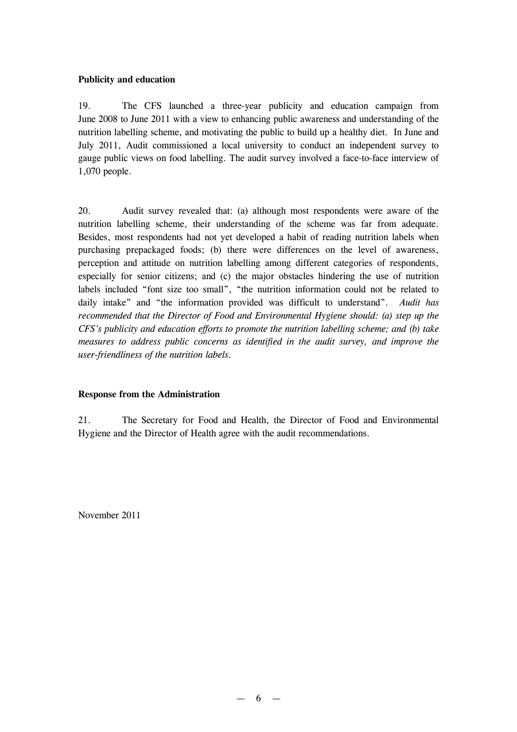**Publicity and education**

19. The CFS launched a three-year publicity and education campaign from June 2008 to June 2011 with a view to enhancing public awareness and understanding of the nutrition labelling scheme, and motivating the public to build up a healthy diet. In June and July 2011, Audit commissioned a local university to conduct an independent survey to gauge public views on food labelling. The audit survey involved a face-to-face interview of 1,070 people.

20. Audit survey revealed that: (a) although most respondents were aware of the nutrition labelling scheme, their understanding of the scheme was far from adequate. Besides, most respondents had not yet developed a habit of reading nutrition labels when purchasing prepackaged foods; (b) there were differences on the level of awareness, perception and attitude on nutrition labelling among different categories of respondents, especially for senior citizens; and (c) the major obstacles hindering the use of nutrition labels included "font size too small", "the nutrition information could not be related to daily intake" and "the information provided was difficult to understand". *Audit has recommended that the Director of Food and Environmental Hygiene should: (a) step up the CFS's publicity and education efforts to promote the nutrition labelling scheme; and (b) take measures to address public concerns as identified in the audit survey, and improve the user-friendliness of the nutrition labels.*

**Response from the Administration**

21. The Secretary for Food and Health, the Director of Food and Environmental Hygiene and the Director of Health agree with the audit recommendations.

November 2011